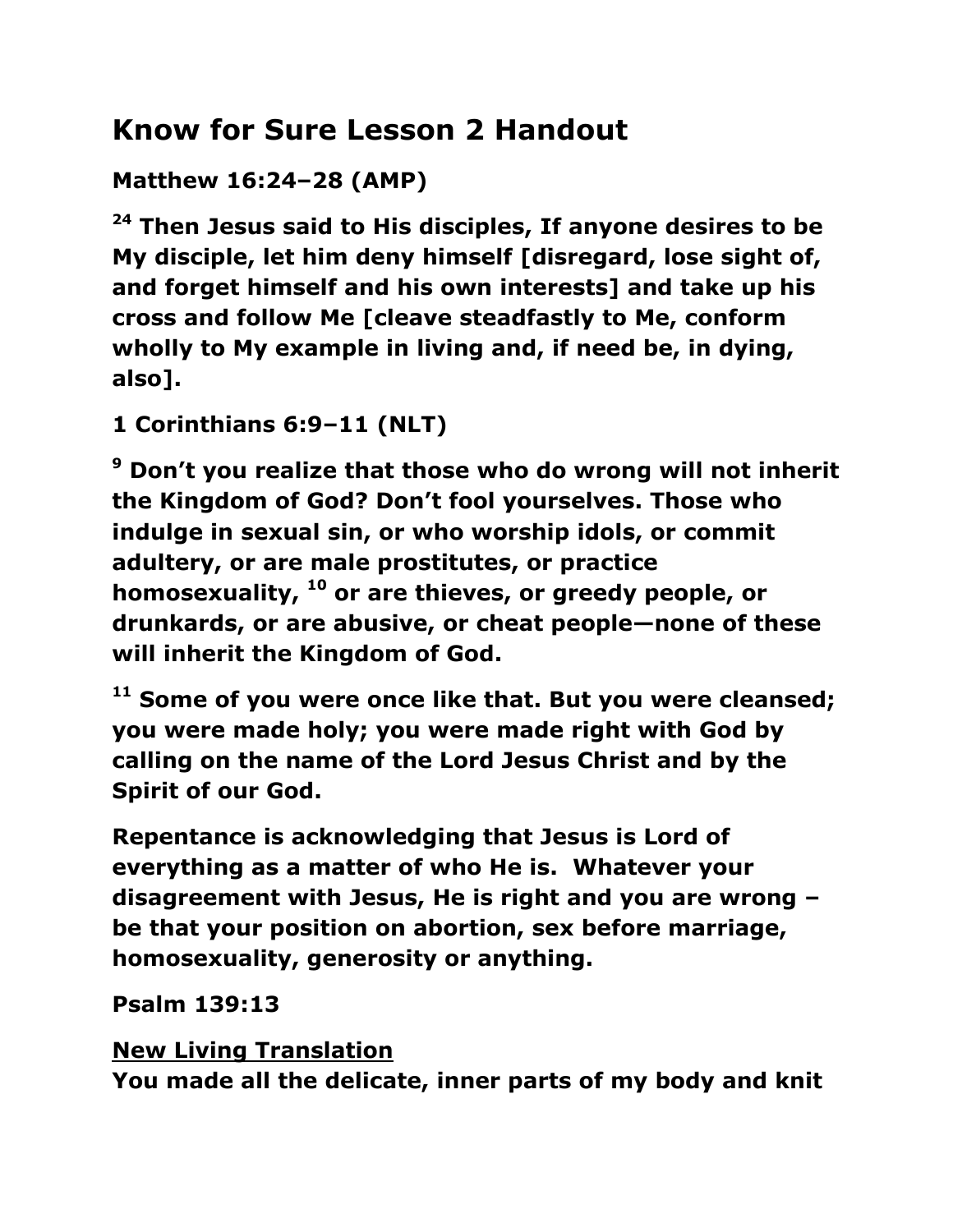# Know for Sure Lesson 2 Handout

**Matthew 16:24–28 (AMP)**

**[24] Then Jesus said to His disciples, If anyone desires to be My disciple, let him deny himself [disregard, lose sight of, and forget himself and his own interests] and take up his cross and follow Me [cleave steadfastly to Me, conform wholly to My example in living and, if need be, in dying, also].**

**1 Corinthians 6:9–11 (NLT)**

**[9] Don't you realize that those who do wrong will not inherit the Kingdom of God? Don't fool yourselves. Those who indulge in sexual sin, or who worship idols, or commit adultery, or are male prostitutes, or practice homosexuality, [10] or are thieves, or greedy people, or drunkards, or are abusive, or cheat people—none of these will inherit the Kingdom of God.**

**[11] Some of you were once like that. But you were cleansed; you were made holy; you were made right with God by calling on the name of the Lord Jesus Christ and by the Spirit of our God.**

**Repentance is acknowledging that Jesus is Lord of everything as a matter of who He is. Whatever your disagreement with Jesus, He is right and you are wrong – be that your position on abortion, sex before marriage, homosexuality, generosity or anything.**

**Psalm 139:13**

**<u>New Living Translation</u>**
**You made all the delicate, inner parts of my body and knit**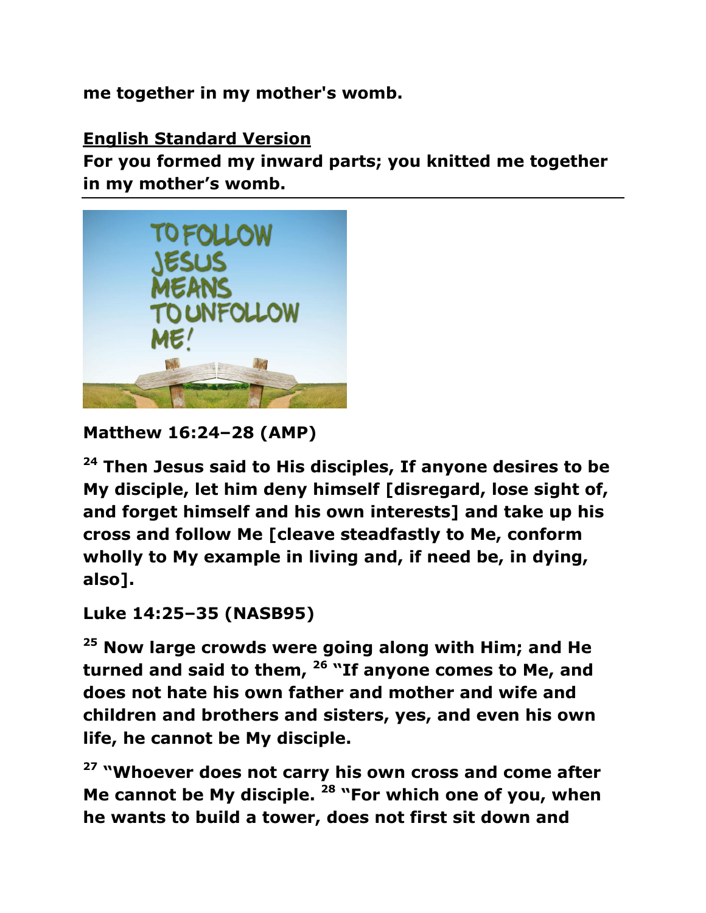**me together in my mother's womb.**

**English Standard Version**

**For you formed my inward parts; you knitted me together in my mother's womb.**

---

**Matthew 16:24–28 (AMP)**

**[24] Then Jesus said to His disciples, If anyone desires to be My disciple, let him deny himself [disregard, lose sight of, and forget himself and his own interests] and take up his cross and follow Me [cleave steadfastly to Me, conform wholly to My example in living and, if need be, in dying, also].**

**Luke 14:25–35 (NASB95)**

**[25] Now large crowds were going along with Him; and He turned and said to them, [26] "If anyone comes to Me, and does not hate his own father and mother and wife and children and brothers and sisters, yes, and even his own life, he cannot be My disciple.**

**[27] "Whoever does not carry his own cross and come after Me cannot be My disciple. [28] "For which one of you, when he wants to build a tower, does not first sit down and**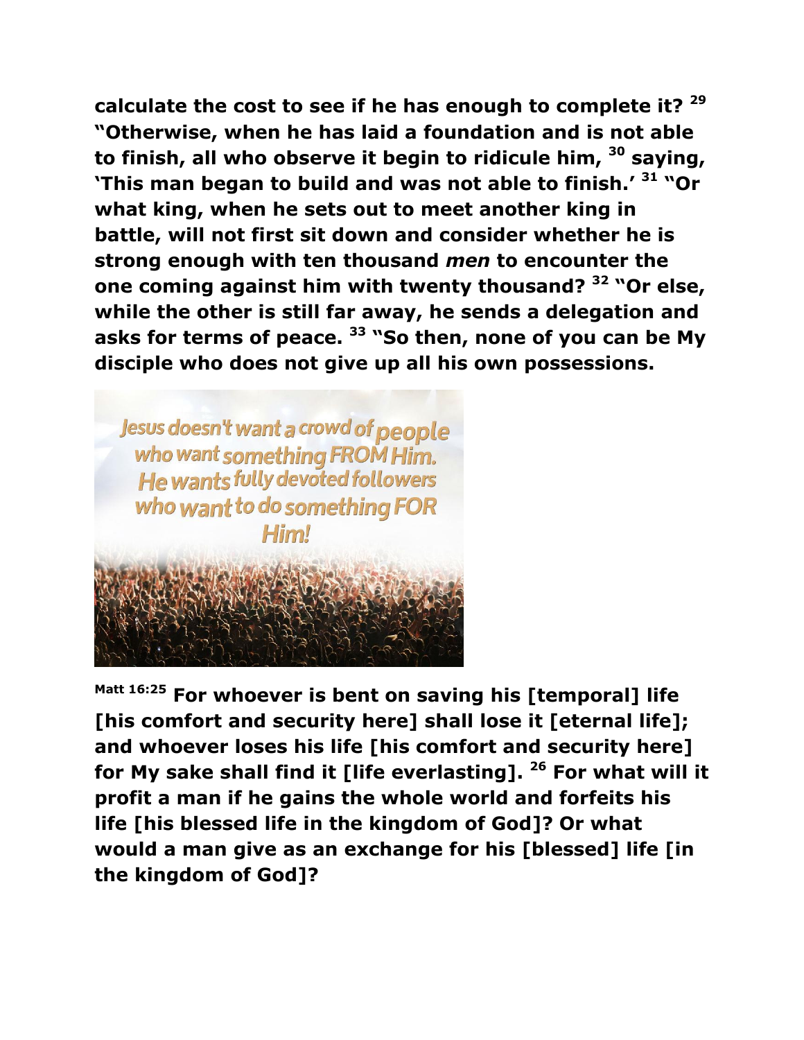**calculate the cost to see if he has enough to complete it? [29] "Otherwise, when he has laid a foundation and is not able to finish, all who observe it begin to ridicule him, [30] saying, 'This man began to build and was not able to finish.' [31] "Or what king, when he sets out to meet another king in battle, will not first sit down and consider whether he is strong enough with ten thousand *men* to encounter the one coming against him with twenty thousand? [32] "Or else, while the other is still far away, he sends a delegation and asks for terms of peace. [33] "So then, none of you can be My disciple who does not give up all his own possessions.**

Jesus doesn't want a crowd of people who want something FROM Him. He wants fully devoted followers who want to do something FOR Him!

**[Matt 16:25] For whoever is bent on saving his [temporal] life [his comfort and security here] shall lose it [eternal life]; and whoever loses his life [his comfort and security here] for My sake shall find it [life everlasting]. [26] For what will it profit a man if he gains the whole world and forfeits his life [his blessed life in the kingdom of God]? Or what would a man give as an exchange for his [blessed] life [in the kingdom of God]?**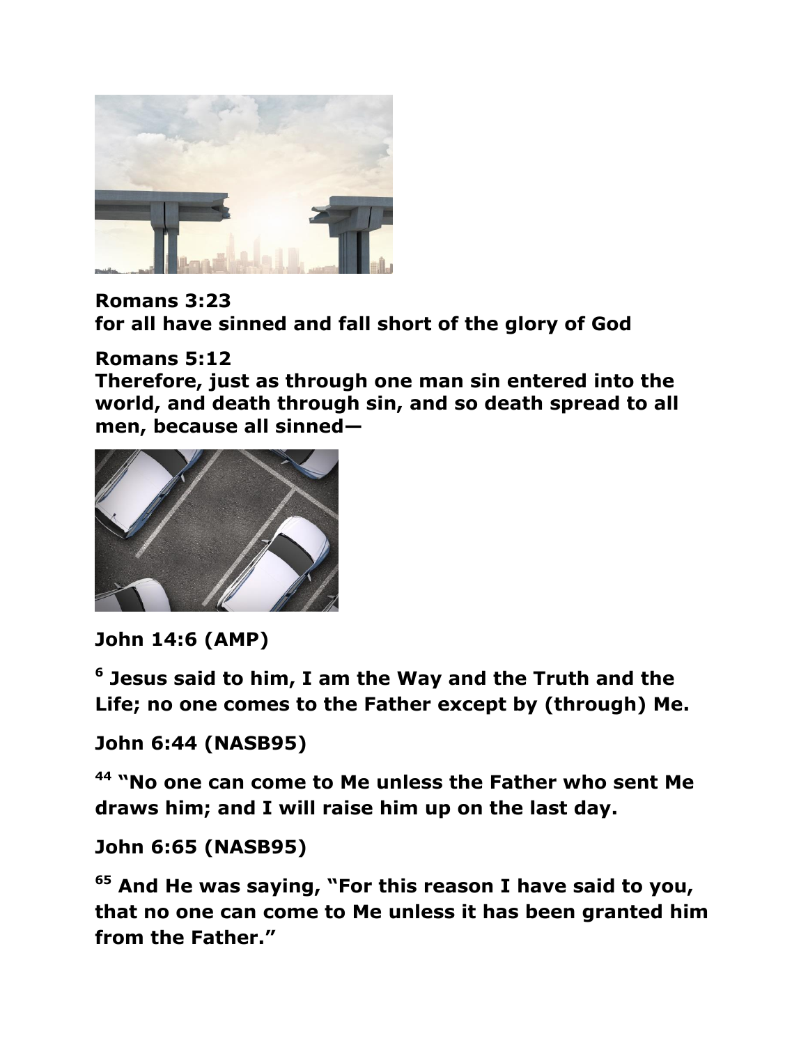**Romans 3:23**
**for all have sinned and fall short of the glory of God**

**Romans 5:12**
**Therefore, just as through one man sin entered into the world, and death through sin, and so death spread to all men, because all sinned—**

**John 14:6 (AMP)**

**[6] Jesus said to him, I am the Way and the Truth and the Life; no one comes to the Father except by (through) Me.**

**John 6:44 (NASB95)**

**[44] "No one can come to Me unless the Father who sent Me draws him; and I will raise him up on the last day.**

**John 6:65 (NASB95)**

**[65] And He was saying, "For this reason I have said to you, that no one can come to Me unless it has been granted him from the Father."**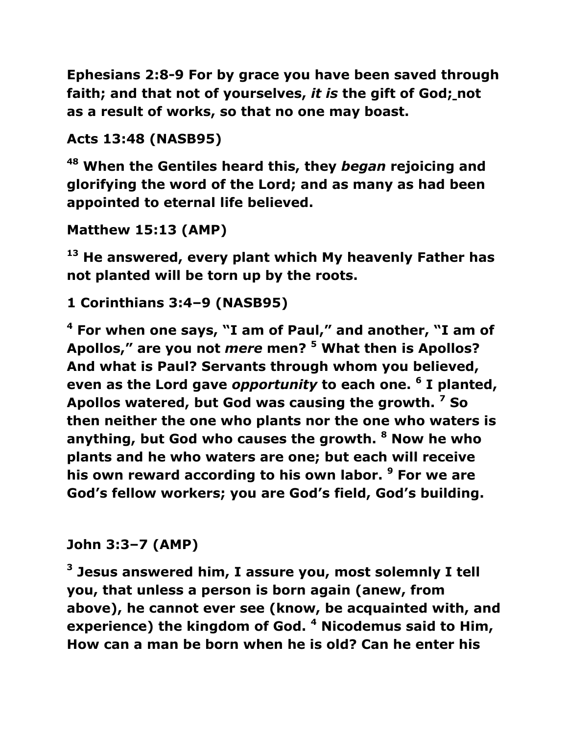**Ephesians 2:8-9 For by grace you have been saved through faith; and that not of yourselves, *it is* the gift of God; not as a result of works, so that no one may boast.**

**Acts 13:48 (NASB95)**

**[48] When the Gentiles heard this, they *began* rejoicing and glorifying the word of the Lord; and as many as had been appointed to eternal life believed.**

**Matthew 15:13 (AMP)**

**[13] He answered, every plant which My heavenly Father has not planted will be torn up by the roots.**

**1 Corinthians 3:4–9 (NASB95)**

**[4] For when one says, "I am of Paul," and another, "I am of Apollos," are you not *mere* men? [5] What then is Apollos? And what is Paul? Servants through whom you believed, even as the Lord gave *opportunity* to each one. [6] I planted, Apollos watered, but God was causing the growth. [7] So then neither the one who plants nor the one who waters is anything, but God who causes the growth. [8] Now he who plants and he who waters are one; but each will receive his own reward according to his own labor. [9] For we are God's fellow workers; you are God's field, God's building.**

**John 3:3–7 (AMP)**

**[3] Jesus answered him, I assure you, most solemnly I tell you, that unless a person is born again (anew, from above), he cannot ever see (know, be acquainted with, and experience) the kingdom of God. [4] Nicodemus said to Him, How can a man be born when he is old? Can he enter his**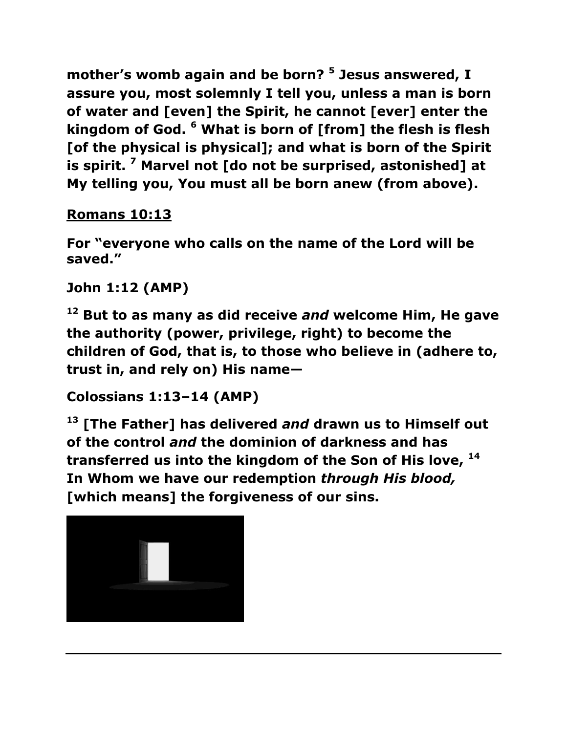**mother's womb again and be born? [5] Jesus answered, I assure you, most solemnly I tell you, unless a man is born of water and [even] the Spirit, he cannot [ever] enter the kingdom of God. [6] What is born of [from] the flesh is flesh [of the physical is physical]; and what is born of the Spirit is spirit. [7] Marvel not [do not be surprised, astonished] at My telling you, You must all be born anew (from above).**

**<u>Romans 10:13</u>**

**For "everyone who calls on the name of the Lord will be saved."**

**John 1:12 (AMP)**

**[12] But to as many as did receive *and* welcome Him, He gave the authority (power, privilege, right) to become the children of God, that is, to those who believe in (adhere to, trust in, and rely on) His name—**

**Colossians 1:13–14 (AMP)**

**[13] [The Father] has delivered *and* drawn us to Himself out of the control *and* the dominion of darkness and has transferred us into the kingdom of the Son of His love, [14] In Whom we have our redemption *through His blood,* [which means] the forgiveness of our sins.**

---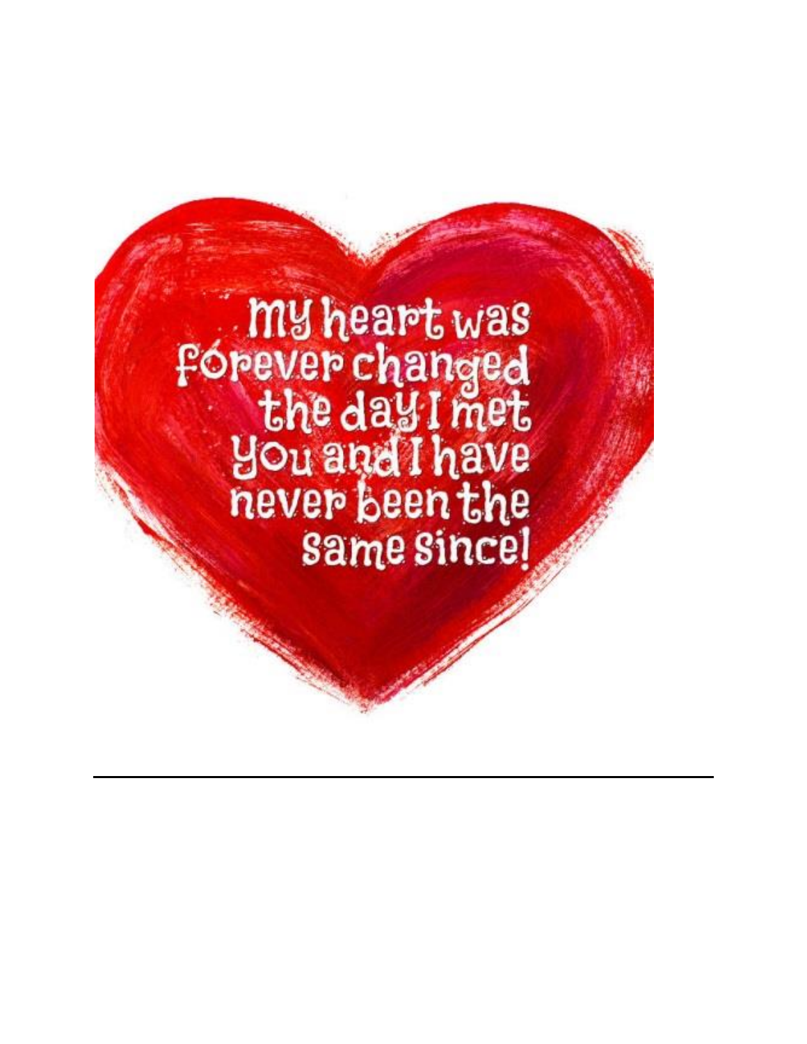My heart was forever changed the day I met you and I have never been the same since!

---